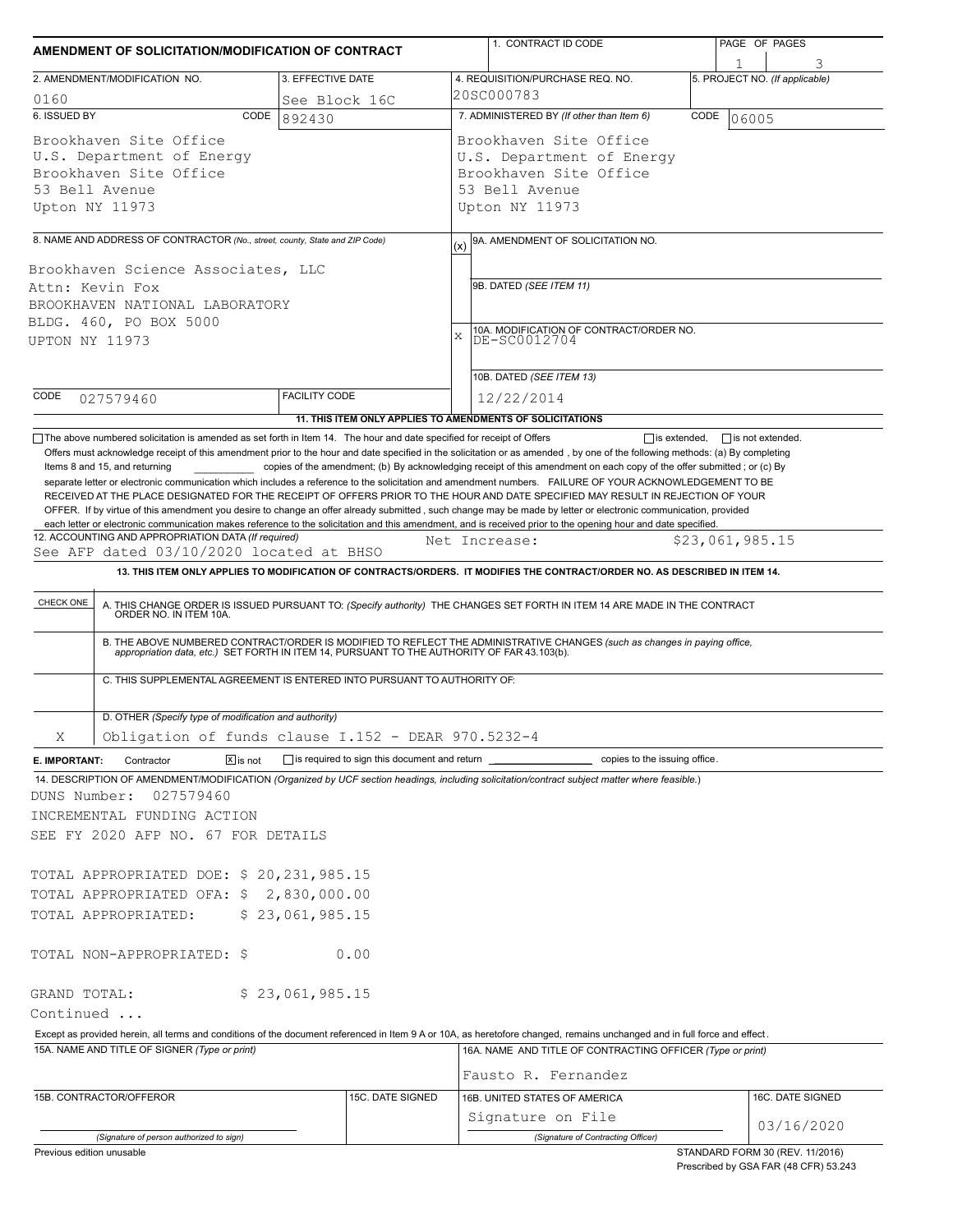# AMENDMENT OF SOLICITATION/MODIFICATION OF CONTRACT

| 1. CONTRACT ID CODE | PAGE OF PAGES |
|---|---|
| | 1 of 3 |

| 2. AMENDMENT/MODIFICATION NO. | 3. EFFECTIVE DATE | 4. REQUISITION/PURCHASE REQ. NO. | 5. PROJECT NO. (If applicable) |
|---|---|---|---|
| 0160 | See Block 16C | 20SC000783 | |

**6. ISSUED BY** CODE 892430

Brookhaven Site Office
U.S. Department of Energy
Brookhaven Site Office
53 Bell Avenue
Upton NY 11973

**7. ADMINISTERED BY** (If other than Item 6) CODE 06005

Brookhaven Site Office
U.S. Department of Energy
Brookhaven Site Office
53 Bell Avenue
Upton NY 11973

**8. NAME AND ADDRESS OF CONTRACTOR** (No., street, county, State and ZIP Code)

Brookhaven Science Associates, LLC
Attn: Kevin Fox
BROOKHAVEN NATIONAL LABORATORY
BLDG. 460, PO BOX 5000
UPTON NY 11973

CODE 027579460 FACILITY CODE

(x) 9A. AMENDMENT OF SOLICITATION NO.

9B. DATED (SEE ITEM 11)

X 10A. MODIFICATION OF CONTRACT/ORDER NO. DE-SC0012704

10B. DATED (SEE ITEM 13) 12/22/2014

**11. THIS ITEM ONLY APPLIES TO AMENDMENTS OF SOLICITATIONS**

☐ The above numbered solicitation is amended as set forth in Item 14. The hour and date specified for receipt of Offers ☐ is extended, ☐ is not extended.

Offers must acknowledge receipt of this amendment prior to the hour and date specified in the solicitation or as amended, by one of the following methods: (a) By completing Items 8 and 15, and returning __________ copies of the amendment; (b) By acknowledging receipt of this amendment on each copy of the offer submitted ; or (c) By separate letter or electronic communication which includes a reference to the solicitation and amendment numbers. FAILURE OF YOUR ACKNOWLEDGEMENT TO BE RECEIVED AT THE PLACE DESIGNATED FOR THE RECEIPT OF OFFERS PRIOR TO THE HOUR AND DATE SPECIFIED MAY RESULT IN REJECTION OF YOUR OFFER. If by virtue of this amendment you desire to change an offer already submitted , such change may be made by letter or electronic communication, provided each letter or electronic communication makes reference to the solicitation and this amendment, and is received prior to the opening hour and date specified.

**12. ACCOUNTING AND APPROPRIATION DATA** (If required)
See AFP dated 03/10/2020 located at BHSO — Net Increase: $23,061,985.15

**13. THIS ITEM ONLY APPLIES TO MODIFICATION OF CONTRACTS/ORDERS. IT MODIFIES THE CONTRACT/ORDER NO. AS DESCRIBED IN ITEM 14.**

| CHECK ONE | |
|---|---|
| | A. THIS CHANGE ORDER IS ISSUED PURSUANT TO: (Specify authority) THE CHANGES SET FORTH IN ITEM 14 ARE MADE IN THE CONTRACT ORDER NO. IN ITEM 10A. |
| | B. THE ABOVE NUMBERED CONTRACT/ORDER IS MODIFIED TO REFLECT THE ADMINISTRATIVE CHANGES (such as changes in paying office, appropriation data, etc.) SET FORTH IN ITEM 14, PURSUANT TO THE AUTHORITY OF FAR 43.103(b). |
| | C. THIS SUPPLEMENTAL AGREEMENT IS ENTERED INTO PURSUANT TO AUTHORITY OF: |
| X | D. OTHER (Specify type of modification and authority) Obligation of funds clause I.152 - DEAR 970.5232-4 |

**E. IMPORTANT:** Contractor ☒ is not ☐ is required to sign this document and return __________ copies to the issuing office.

**14. DESCRIPTION OF AMENDMENT/MODIFICATION** (Organized by UCF section headings, including solicitation/contract subject matter where feasible.)

DUNS Number: 027579460
INCREMENTAL FUNDING ACTION
SEE FY 2020 AFP NO. 67 FOR DETAILS

TOTAL APPROPRIATED DOE: $ 20,231,985.15
TOTAL APPROPRIATED OFA: $ 2,830,000.00
TOTAL APPROPRIATED: $ 23,061,985.15

TOTAL NON-APPROPRIATED: $ 0.00

GRAND TOTAL: $ 23,061,985.15

Continued ...

Except as provided herein, all terms and conditions of the document referenced in Item 9 A or 10A, as heretofore changed, remains unchanged and in full force and effect.

| 15A. NAME AND TITLE OF SIGNER (Type or print) | | 16A. NAME AND TITLE OF CONTRACTING OFFICER (Type or print) | |
|---|---|---|---|
| | | Fausto R. Fernandez | |
| 15B. CONTRACTOR/OFFEROR | 15C. DATE SIGNED | 16B. UNITED STATES OF AMERICA | 16C. DATE SIGNED |
| (Signature of person authorized to sign) | | Signature on File (Signature of Contracting Officer) | 03/16/2020 |

Previous edition unusable — STANDARD FORM 30 (REV. 11/2016) Prescribed by GSA FAR (48 CFR) 53.243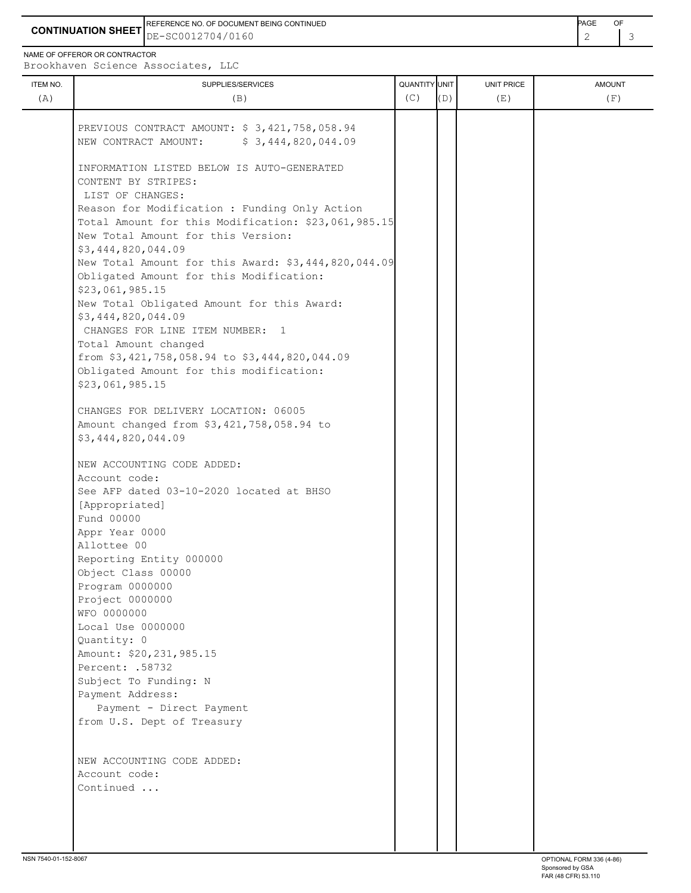**CONTINUATION SHEET**

REFERENCE NO. OF DOCUMENT BEING CONTINUED: DE-SC0012704/0160

NAME OF OFFEROR OR CONTRACTOR: Brookhaven Science Associates, LLC

| ITEM NO. (A) | SUPPLIES/SERVICES (B) | QUANTITY (C) | UNIT (D) | UNIT PRICE (E) | AMOUNT (F) |
|---|---|---|---|---|---|
| | PREVIOUS CONTRACT AMOUNT: $ 3,421,758,058.94<br>NEW CONTRACT AMOUNT: $ 3,444,820,044.09<br><br>INFORMATION LISTED BELOW IS AUTO-GENERATED CONTENT BY STRIPES:<br>LIST OF CHANGES:<br>Reason for Modification : Funding Only Action<br>Total Amount for this Modification: $23,061,985.15<br>New Total Amount for this Version: $3,444,820,044.09<br>New Total Amount for this Award: $3,444,820,044.09<br>Obligated Amount for this Modification: $23,061,985.15<br>New Total Obligated Amount for this Award: $3,444,820,044.09<br>CHANGES FOR LINE ITEM NUMBER: 1<br>Total Amount changed from $3,421,758,058.94 to $3,444,820,044.09<br>Obligated Amount for this modification: $23,061,985.15<br><br>CHANGES FOR DELIVERY LOCATION: 06005<br>Amount changed from $3,421,758,058.94 to $3,444,820,044.09<br><br>NEW ACCOUNTING CODE ADDED:<br>Account code:<br>See AFP dated 03-10-2020 located at BHSO [Appropriated]<br>Fund 00000<br>Appr Year 0000<br>Allottee 00<br>Reporting Entity 000000<br>Object Class 00000<br>Program 0000000<br>Project 0000000<br>WFO 0000000<br>Local Use 0000000<br>Quantity: 0<br>Amount: $20,231,985.15<br>Percent: .58732<br>Subject To Funding: N<br>Payment Address:<br>Payment - Direct Payment from U.S. Dept of Treasury<br><br>NEW ACCOUNTING CODE ADDED:<br>Account code:<br>Continued ... | | | | |

NSN 7540-01-152-8067

OPTIONAL FORM 336 (4-86)
Sponsored by GSA
FAR (48 CFR) 53.110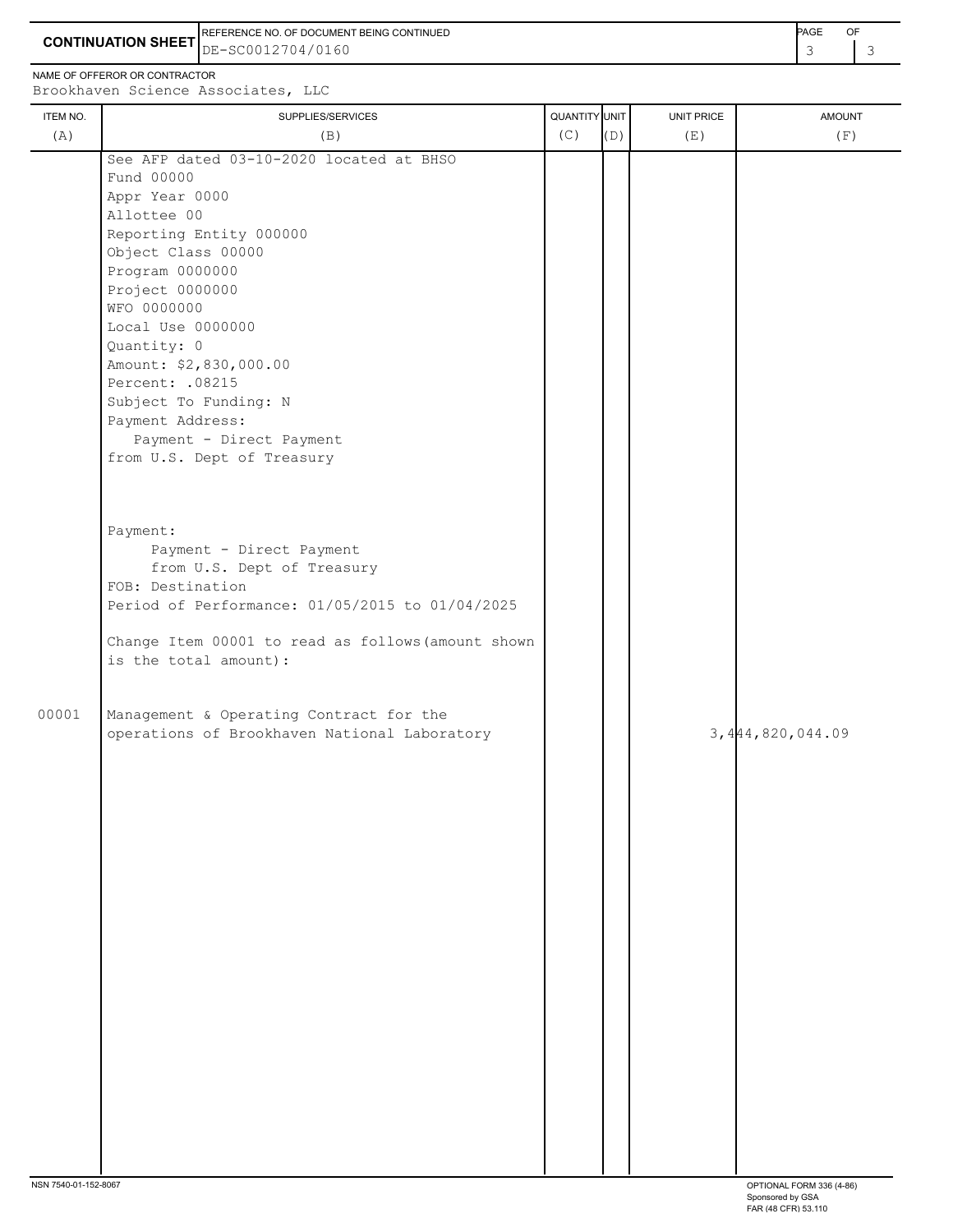**CONTINUATION SHEET**

REFERENCE NO. OF DOCUMENT BEING CONTINUED: DE-SC0012704/0160

NAME OF OFFEROR OR CONTRACTOR: Brookhaven Science Associates, LLC

| ITEM NO. (A) | SUPPLIES/SERVICES (B) | QUANTITY (C) | UNIT (D) | UNIT PRICE (E) | AMOUNT (F) |
|---|---|---|---|---|---|
| | See AFP dated 03-10-2020 located at BHSO<br>Fund 00000<br>Appr Year 0000<br>Allottee 00<br>Reporting Entity 000000<br>Object Class 00000<br>Program 0000000<br>Project 0000000<br>WFO 0000000<br>Local Use 0000000<br>Quantity: 0<br>Amount: $2,830,000.00<br>Percent: .08215<br>Subject To Funding: N<br>Payment Address:<br>Payment - Direct Payment<br>from U.S. Dept of Treasury | | | | |
| | Payment:<br>Payment - Direct Payment<br>from U.S. Dept of Treasury<br>FOB: Destination<br>Period of Performance: 01/05/2015 to 01/04/2025 | | | | |
| | Change Item 00001 to read as follows(amount shown is the total amount): | | | | |
| 00001 | Management & Operating Contract for the operations of Brookhaven National Laboratory | | | | 3,444,820,044.09 |

NSN 7540-01-152-8067

OPTIONAL FORM 336 (4-86)
Sponsored by GSA
FAR (48 CFR) 53.110